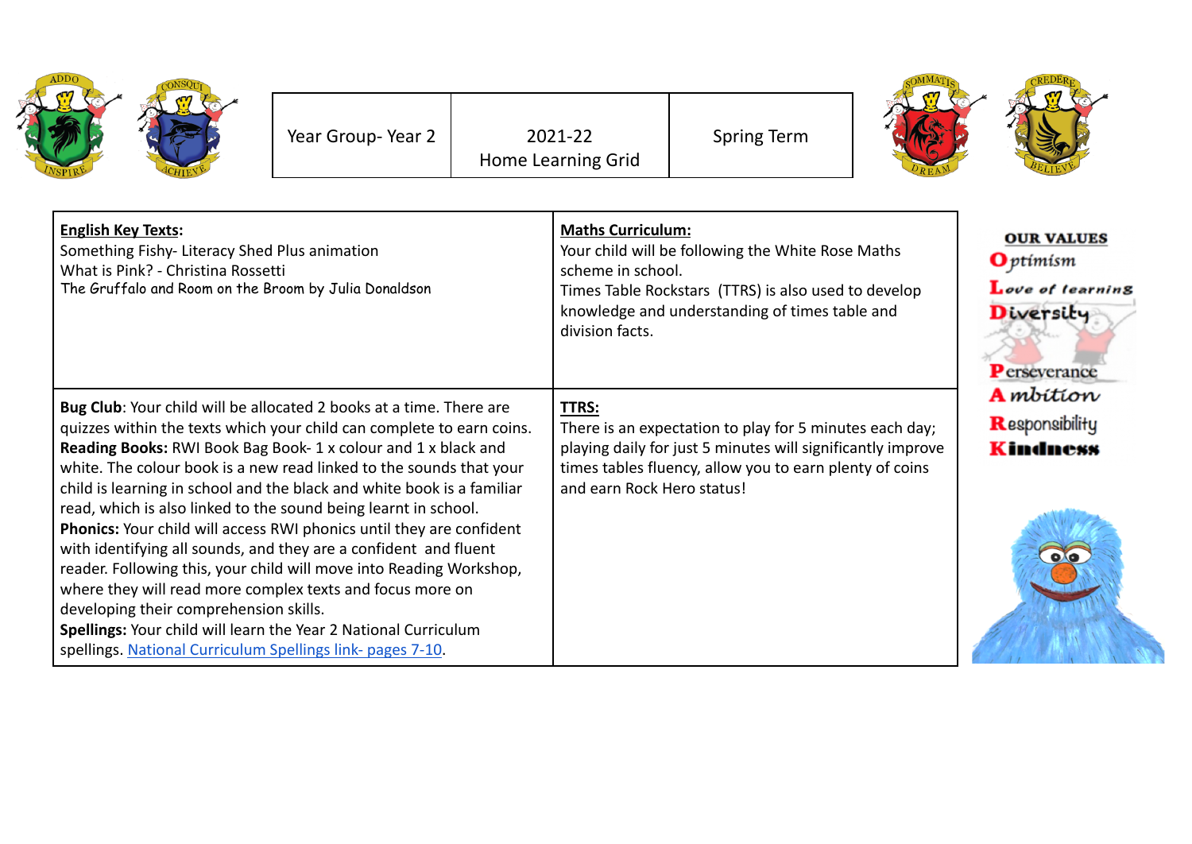| Year Group- Year 2 | 2021-22 Home Learning Grid | Spring Term |
|---|---|---|

| | |
|---|---|
| **English Key Texts:**<br>Something Fishy- Literacy Shed Plus animation<br>What is Pink? - Christina Rossetti<br>The Gruffalo and Room on the Broom by Julia Donaldson | **Maths Curriculum:**<br>Your child will be following the White Rose Maths scheme in school.<br>Times Table Rockstars (TTRS) is also used to develop knowledge and understanding of times table and division facts. |
| **Bug Club**: Your child will be allocated 2 books at a time. There are quizzes within the texts which your child can complete to earn coins.<br>**Reading Books:** RWI Book Bag Book- 1 x colour and 1 x black and white. The colour book is a new read linked to the sounds that your child is learning in school and the black and white book is a familiar read, which is also linked to the sound being learnt in school.<br>**Phonics:** Your child will access RWI phonics until they are confident with identifying all sounds, and they are a confident and fluent reader. Following this, your child will move into Reading Workshop, where they will read more complex texts and focus more on developing their comprehension skills.<br>**Spellings:** Your child will learn the Year 2 National Curriculum spellings. National Curriculum Spellings link- pages 7-10. | **TTRS:**<br>There is an expectation to play for 5 minutes each day; playing daily for just 5 minutes will significantly improve times tables fluency, allow you to earn plenty of coins and earn Rock Hero status! |

**OUR VALUES**

- **O**ptimism
- **L**ove of learning
- **D**iversity
- **P**erseverance
- **A**mbition
- **R**esponsibility
- **K**indness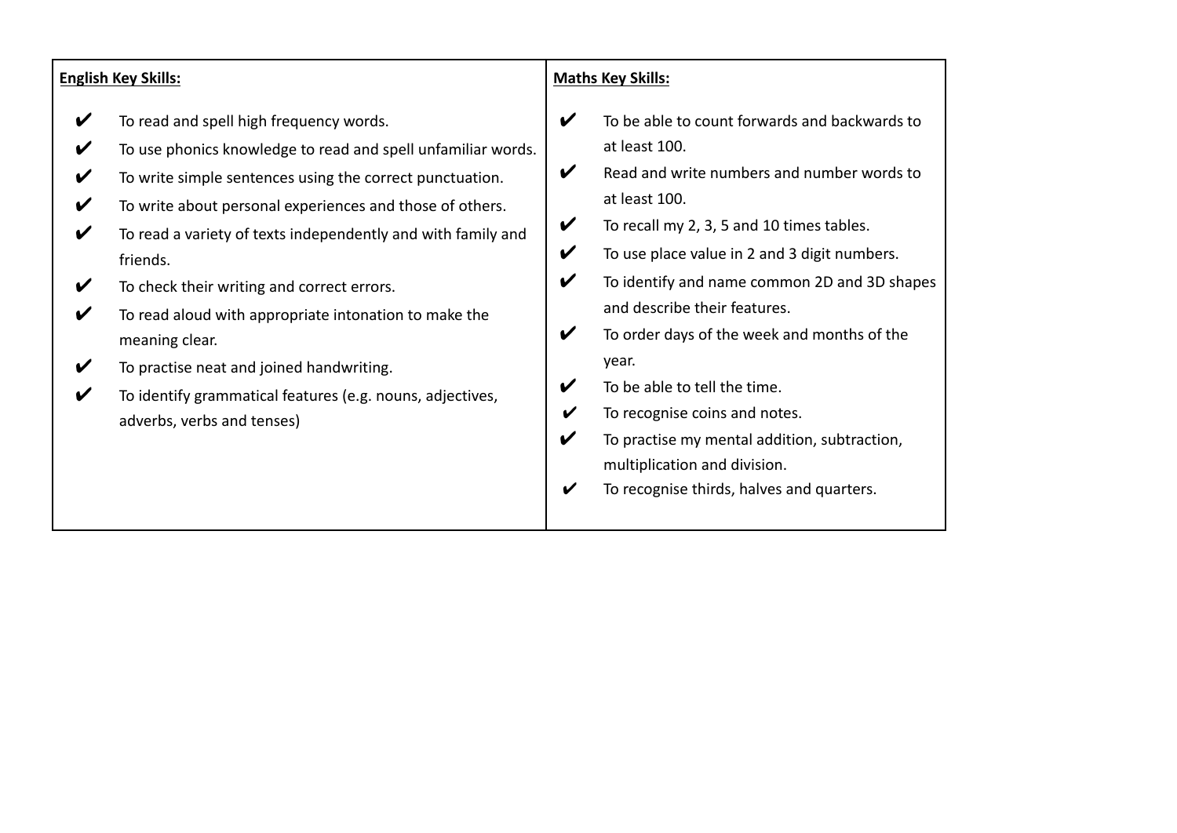| **English Key Skills:** | **Maths Key Skills:** |
| --- | --- |
| ✔ To read and spell high frequency words.<br>✔ To use phonics knowledge to read and spell unfamiliar words.<br>✔ To write simple sentences using the correct punctuation.<br>✔ To write about personal experiences and those of others.<br>✔ To read a variety of texts independently and with family and friends.<br>✔ To check their writing and correct errors.<br>✔ To read aloud with appropriate intonation to make the meaning clear.<br>✔ To practise neat and joined handwriting.<br>✔ To identify grammatical features (e.g. nouns, adjectives, adverbs, verbs and tenses) | ✔ To be able to count forwards and backwards to at least 100.<br>✔ Read and write numbers and number words to at least 100.<br>✔ To recall my 2, 3, 5 and 10 times tables.<br>✔ To use place value in 2 and 3 digit numbers.<br>✔ To identify and name common 2D and 3D shapes and describe their features.<br>✔ To order days of the week and months of the year.<br>✔ To be able to tell the time.<br>✔ To recognise coins and notes.<br>✔ To practise my mental addition, subtraction, multiplication and division.<br>✔ To recognise thirds, halves and quarters. |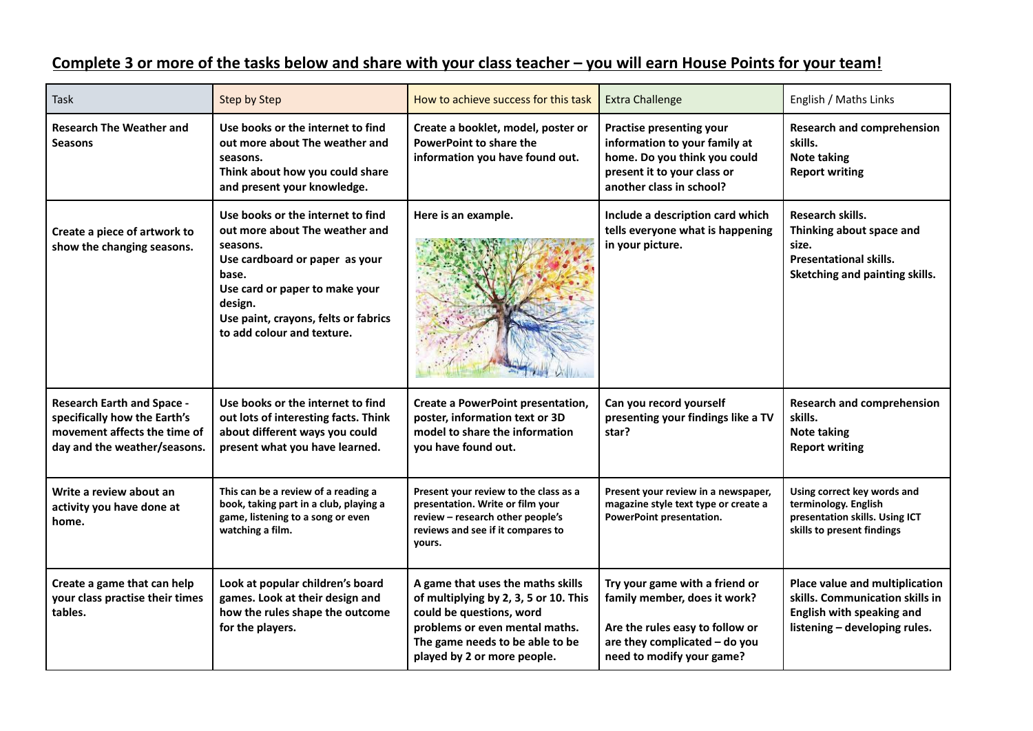# Complete 3 or more of the tasks below and share with your class teacher – you will earn House Points for your team!

| Task | Step by Step | How to achieve success for this task | Extra Challenge | English / Maths Links |
|---|---|---|---|---|
| **Research The Weather and Seasons** | **Use books or the internet to find out more about The weather and seasons. Think about how you could share and present your knowledge.** | **Create a booklet, model, poster or PowerPoint to share the information you have found out.** | **Practise presenting your information to your family at home. Do you think you could present it to your class or another class in school?** | **Research and comprehension skills. Note taking Report writing** |
| **Create a piece of artwork to show the changing seasons.** | **Use books or the internet to find out more about The weather and seasons. Use cardboard or paper as your base. Use card or paper to make your design. Use paint, crayons, felts or fabrics to add colour and texture.** | **Here is an example.** | **Include a description card which tells everyone what is happening in your picture.** | **Research skills. Thinking about space and size. Presentational skills. Sketching and painting skills.** |
| **Research Earth and Space - specifically how the Earth's movement affects the time of day and the weather/seasons.** | **Use books or the internet to find out lots of interesting facts. Think about different ways you could present what you have learned.** | **Create a PowerPoint presentation, poster, information text or 3D model to share the information you have found out.** | **Can you record yourself presenting your findings like a TV star?** | **Research and comprehension skills. Note taking Report writing** |
| **Write a review about an activity you have done at home.** | **This can be a review of a reading a book, taking part in a club, playing a game, listening to a song or even watching a film.** | **Present your review to the class as a presentation. Write or film your review – research other people's reviews and see if it compares to yours.** | **Present your review in a newspaper, magazine style text type or create a PowerPoint presentation.** | **Using correct key words and terminology. English presentation skills. Using ICT skills to present findings** |
| **Create a game that can help your class practise their times tables.** | **Look at popular children's board games. Look at their design and how the rules shape the outcome for the players.** | **A game that uses the maths skills of multiplying by 2, 3, 5 or 10. This could be questions, word problems or even mental maths. The game needs to be able to be played by 2 or more people.** | **Try your game with a friend or family member, does it work? Are the rules easy to follow or are they complicated – do you need to modify your game?** | **Place value and multiplication skills. Communication skills in English with speaking and listening – developing rules.** |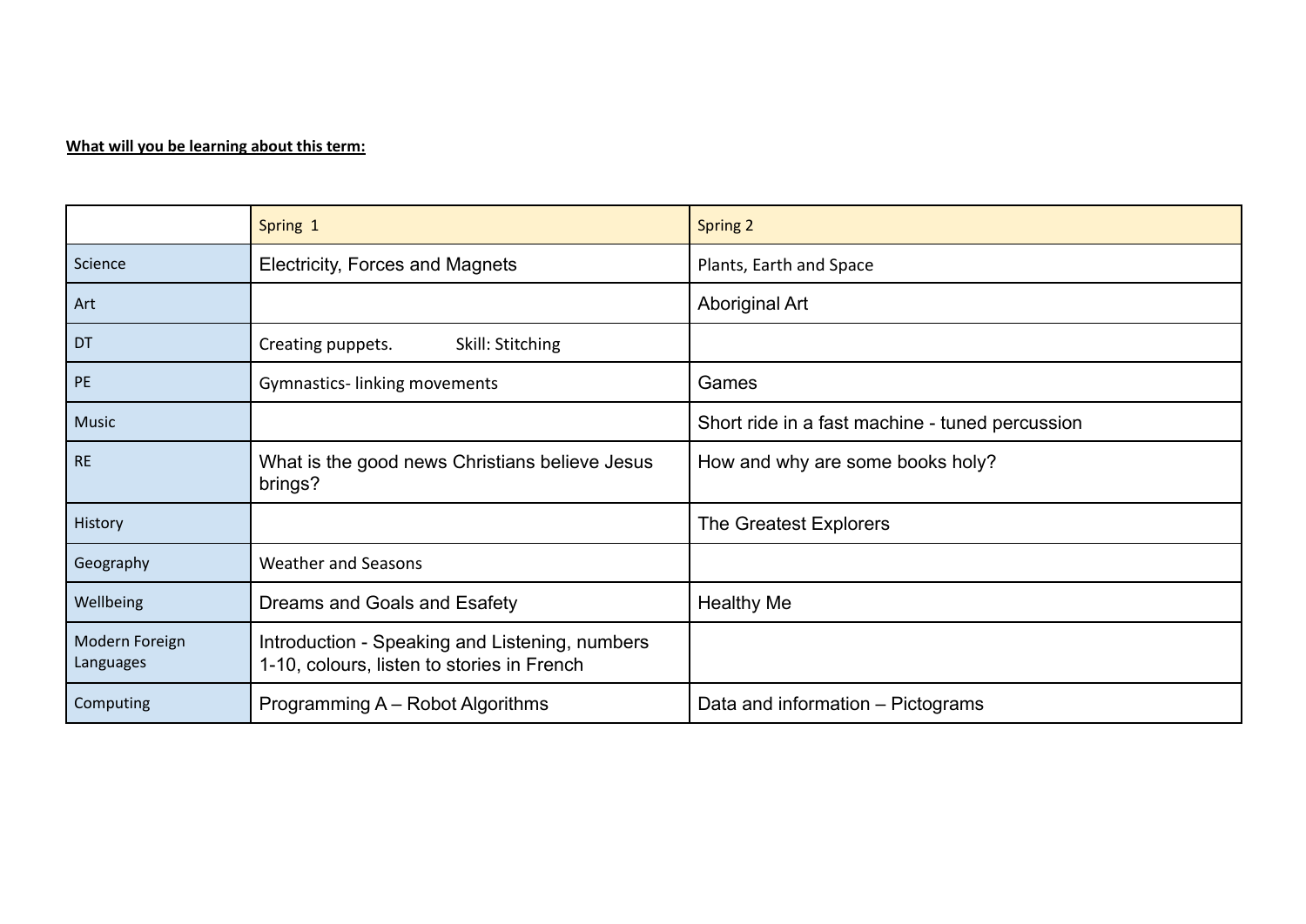**What will you be learning about this term:**

| | Spring 1 | Spring 2 |
|---|---|---|
| Science | Electricity, Forces and Magnets | Plants, Earth and Space |
| Art | | Aboriginal Art |
| DT | Creating puppets. Skill: Stitching | |
| PE | Gymnastics- linking movements | Games |
| Music | | Short ride in a fast machine - tuned percussion |
| RE | What is the good news Christians believe Jesus brings? | How and why are some books holy? |
| History | | The Greatest Explorers |
| Geography | Weather and Seasons | |
| Wellbeing | Dreams and Goals and Esafety | Healthy Me |
| Modern Foreign Languages | Introduction - Speaking and Listening, numbers 1-10, colours, listen to stories in French | |
| Computing | Programming A – Robot Algorithms | Data and information – Pictograms |